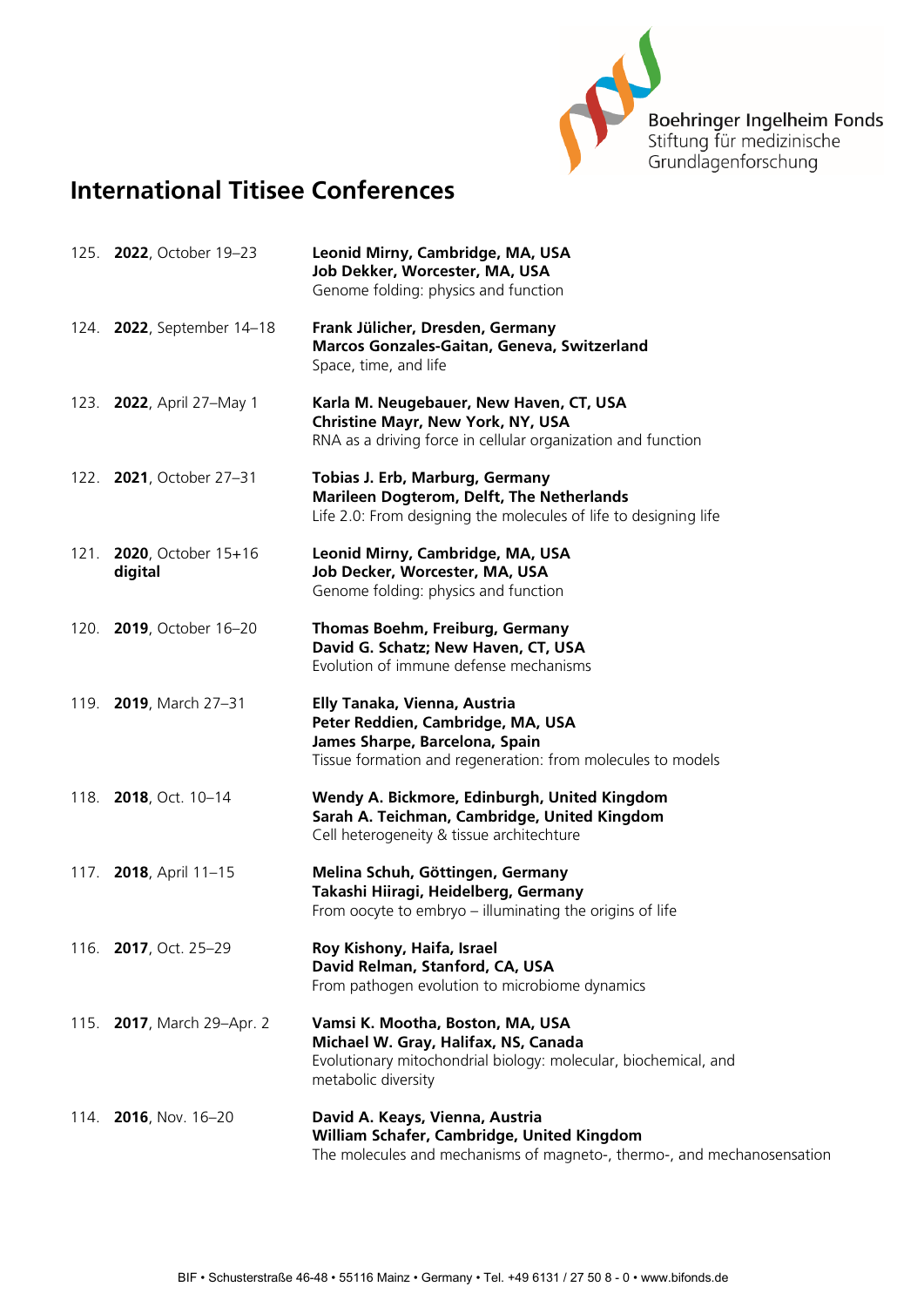Boehringer Ingelheim Fonds
Stiftung für medizinische Grundlagenforschung

# International Titisee Conferences

125. **2022**, October 19–23

**Leonid Mirny, Cambridge, MA, USA**
**Job Dekker, Worcester, MA, USA**
Genome folding: physics and function

124. **2022**, September 14–18

**Frank Jülicher, Dresden, Germany**
**Marcos Gonzales-Gaitan, Geneva, Switzerland**
Space, time, and life

123. **2022**, April 27–May 1

**Karla M. Neugebauer, New Haven, CT, USA**
**Christine Mayr, New York, NY, USA**
RNA as a driving force in cellular organization and function

122. **2021**, October 27–31

**Tobias J. Erb, Marburg, Germany**
**Marileen Dogterom, Delft, The Netherlands**
Life 2.0: From designing the molecules of life to designing life

121. **2020**, October 15+16 **digital**

**Leonid Mirny, Cambridge, MA, USA**
**Job Decker, Worcester, MA, USA**
Genome folding: physics and function

120. **2019**, October 16–20

**Thomas Boehm, Freiburg, Germany**
**David G. Schatz; New Haven, CT, USA**
Evolution of immune defense mechanisms

119. **2019**, March 27–31

**Elly Tanaka, Vienna, Austria**
**Peter Reddien, Cambridge, MA, USA**
**James Sharpe, Barcelona, Spain**
Tissue formation and regeneration: from molecules to models

118. **2018**, Oct. 10–14

**Wendy A. Bickmore, Edinburgh, United Kingdom**
**Sarah A. Teichman, Cambridge, United Kingdom**
Cell heterogeneity & tissue architechture

117. **2018**, April 11–15

**Melina Schuh, Göttingen, Germany**
**Takashi Hiiragi, Heidelberg, Germany**
From oocyte to embryo – illuminating the origins of life

116. **2017**, Oct. 25–29

**Roy Kishony, Haifa, Israel**
**David Relman, Stanford, CA, USA**
From pathogen evolution to microbiome dynamics

115. **2017**, March 29–Apr. 2

**Vamsi K. Mootha, Boston, MA, USA**
**Michael W. Gray, Halifax, NS, Canada**
Evolutionary mitochondrial biology: molecular, biochemical, and metabolic diversity

114. **2016**, Nov. 16–20

**David A. Keays, Vienna, Austria**
**William Schafer, Cambridge, United Kingdom**
The molecules and mechanisms of magneto-, thermo-, and mechanosensation

BIF • Schusterstraße 46-48 • 55116 Mainz • Germany • Tel. +49 6131 / 27 50 8 - 0 • www.bifonds.de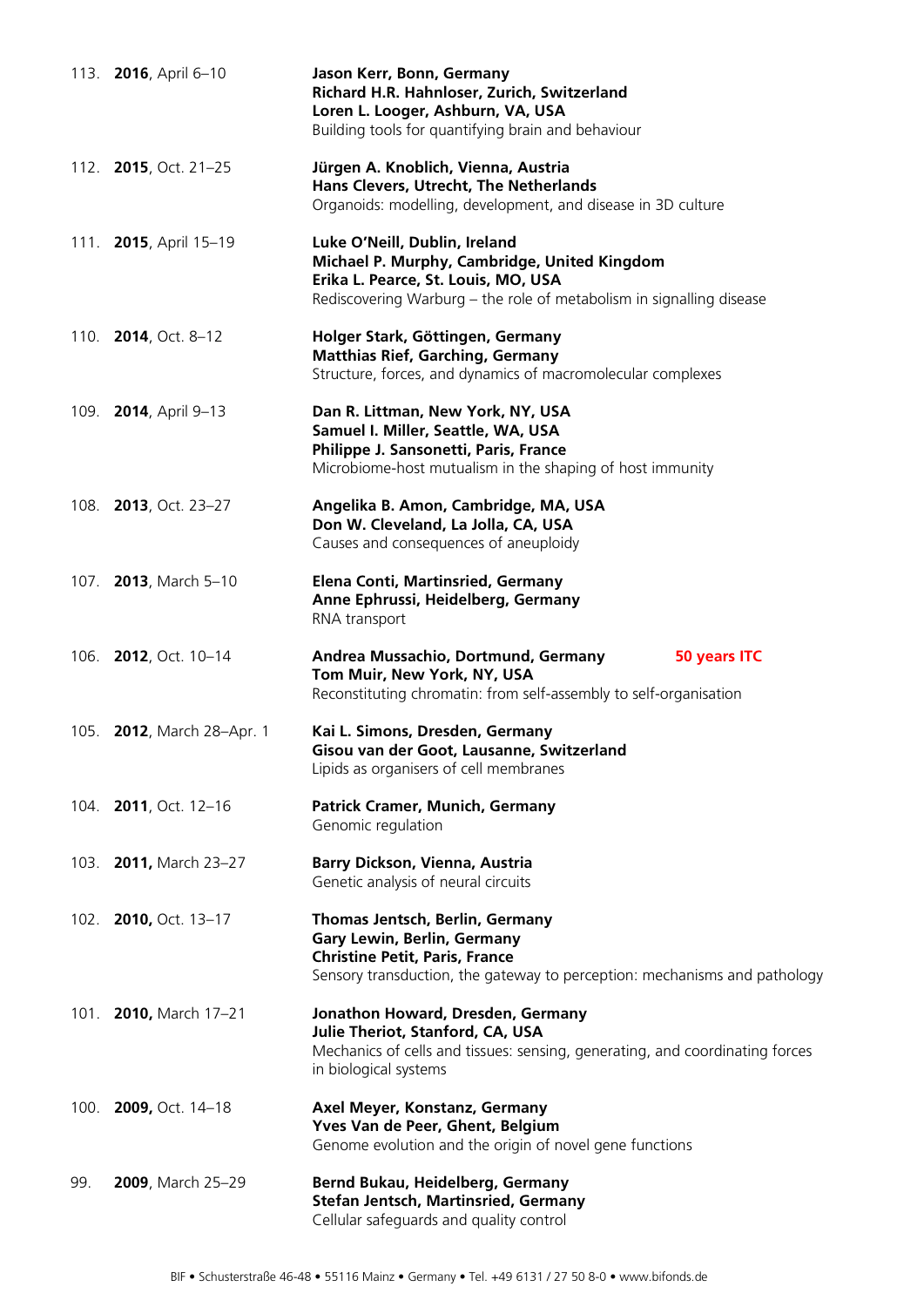113. **2016**, April 6–10

**Jason Kerr, Bonn, Germany**
**Richard H.R. Hahnloser, Zurich, Switzerland**
**Loren L. Looger, Ashburn, VA, USA**
Building tools for quantifying brain and behaviour

112. **2015**, Oct. 21–25

**Jürgen A. Knoblich, Vienna, Austria**
**Hans Clevers, Utrecht, The Netherlands**
Organoids: modelling, development, and disease in 3D culture

111. **2015**, April 15–19

**Luke O'Neill, Dublin, Ireland**
**Michael P. Murphy, Cambridge, United Kingdom**
**Erika L. Pearce, St. Louis, MO, USA**
Rediscovering Warburg – the role of metabolism in signalling disease

110. **2014**, Oct. 8–12

**Holger Stark, Göttingen, Germany**
**Matthias Rief, Garching, Germany**
Structure, forces, and dynamics of macromolecular complexes

109. **2014**, April 9–13

**Dan R. Littman, New York, NY, USA**
**Samuel I. Miller, Seattle, WA, USA**
**Philippe J. Sansonetti, Paris, France**
Microbiome-host mutualism in the shaping of host immunity

108. **2013**, Oct. 23–27

**Angelika B. Amon, Cambridge, MA, USA**
**Don W. Cleveland, La Jolla, CA, USA**
Causes and consequences of aneuploidy

107. **2013**, March 5–10

**Elena Conti, Martinsried, Germany**
**Anne Ephrussi, Heidelberg, Germany**
RNA transport

106. **2012**, Oct. 10–14

**Andrea Mussachio, Dortmund, Germany** **50 years ITC**
**Tom Muir, New York, NY, USA**
Reconstituting chromatin: from self-assembly to self-organisation

105. **2012**, March 28–Apr. 1

**Kai L. Simons, Dresden, Germany**
**Gisou van der Goot, Lausanne, Switzerland**
Lipids as organisers of cell membranes

104. **2011**, Oct. 12–16

**Patrick Cramer, Munich, Germany**
Genomic regulation

103. **2011,** March 23–27

**Barry Dickson, Vienna, Austria**
Genetic analysis of neural circuits

102. **2010,** Oct. 13–17

**Thomas Jentsch, Berlin, Germany**
**Gary Lewin, Berlin, Germany**
**Christine Petit, Paris, France**
Sensory transduction, the gateway to perception: mechanisms and pathology

101. **2010,** March 17–21

**Jonathon Howard, Dresden, Germany**
**Julie Theriot, Stanford, CA, USA**
Mechanics of cells and tissues: sensing, generating, and coordinating forces in biological systems

100. **2009,** Oct. 14–18

**Axel Meyer, Konstanz, Germany**
**Yves Van de Peer, Ghent, Belgium**
Genome evolution and the origin of novel gene functions

99. **2009**, March 25–29

**Bernd Bukau, Heidelberg, Germany**
**Stefan Jentsch, Martinsried, Germany**
Cellular safeguards and quality control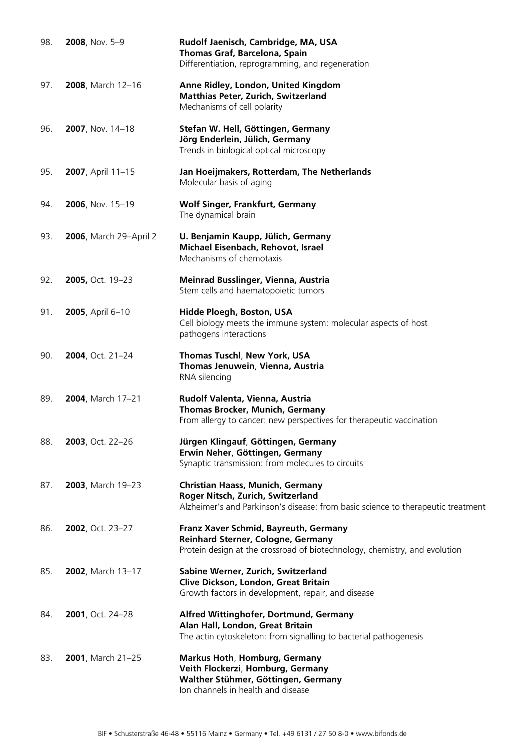98. **2008**, Nov. 5–9

**Rudolf Jaenisch, Cambridge, MA, USA**
**Thomas Graf, Barcelona, Spain**
Differentiation, reprogramming, and regeneration

97. **2008**, March 12–16

**Anne Ridley, London, United Kingdom**
**Matthias Peter, Zurich, Switzerland**
Mechanisms of cell polarity

96. **2007**, Nov. 14–18

**Stefan W. Hell, Göttingen, Germany**
**Jörg Enderlein, Jülich, Germany**
Trends in biological optical microscopy

95. **2007**, April 11–15

**Jan Hoeijmakers, Rotterdam, The Netherlands**
Molecular basis of aging

94. **2006**, Nov. 15–19

**Wolf Singer, Frankfurt, Germany**
The dynamical brain

93. **2006**, March 29–April 2

**U. Benjamin Kaupp, Jülich, Germany**
**Michael Eisenbach, Rehovot, Israel**
Mechanisms of chemotaxis

92. **2005,** Oct. 19–23

**Meinrad Busslinger, Vienna, Austria**
Stem cells and haematopoietic tumors

91. **2005**, April 6–10

**Hidde Ploegh, Boston, USA**
Cell biology meets the immune system: molecular aspects of host pathogens interactions

90. **2004**, Oct. 21–24

**Thomas Tuschl**, **New York, USA**
**Thomas Jenuwein**, **Vienna, Austria**
RNA silencing

89. **2004**, March 17–21

**Rudolf Valenta, Vienna, Austria**
**Thomas Brocker, Munich, Germany**
From allergy to cancer: new perspectives for therapeutic vaccination

88. **2003**, Oct. 22–26

**Jürgen Klingauf**, **Göttingen, Germany**
**Erwin Neher**, **Göttingen, Germany**
Synaptic transmission: from molecules to circuits

87. **2003**, March 19–23

**Christian Haass, Munich, Germany**
**Roger Nitsch, Zurich, Switzerland**
Alzheimer's and Parkinson's disease: from basic science to therapeutic treatment

86. **2002**, Oct. 23–27

**Franz Xaver Schmid, Bayreuth, Germany**
**Reinhard Sterner, Cologne, Germany**
Protein design at the crossroad of biotechnology, chemistry, and evolution

85. **2002**, March 13–17

**Sabine Werner, Zurich, Switzerland**
**Clive Dickson, London, Great Britain**
Growth factors in development, repair, and disease

84. **2001**, Oct. 24–28

**Alfred Wittinghofer, Dortmund, Germany**
**Alan Hall, London, Great Britain**
The actin cytoskeleton: from signalling to bacterial pathogenesis

83. **2001**, March 21–25

**Markus Hoth**, **Homburg, Germany**
**Veith Flockerzi**, **Homburg, Germany**
**Walther Stühmer, Göttingen, Germany**
Ion channels in health and disease

BIF • Schusterstraße 46-48 • 55116 Mainz • Germany • Tel. +49 6131 / 27 50 8-0 • www.bifonds.de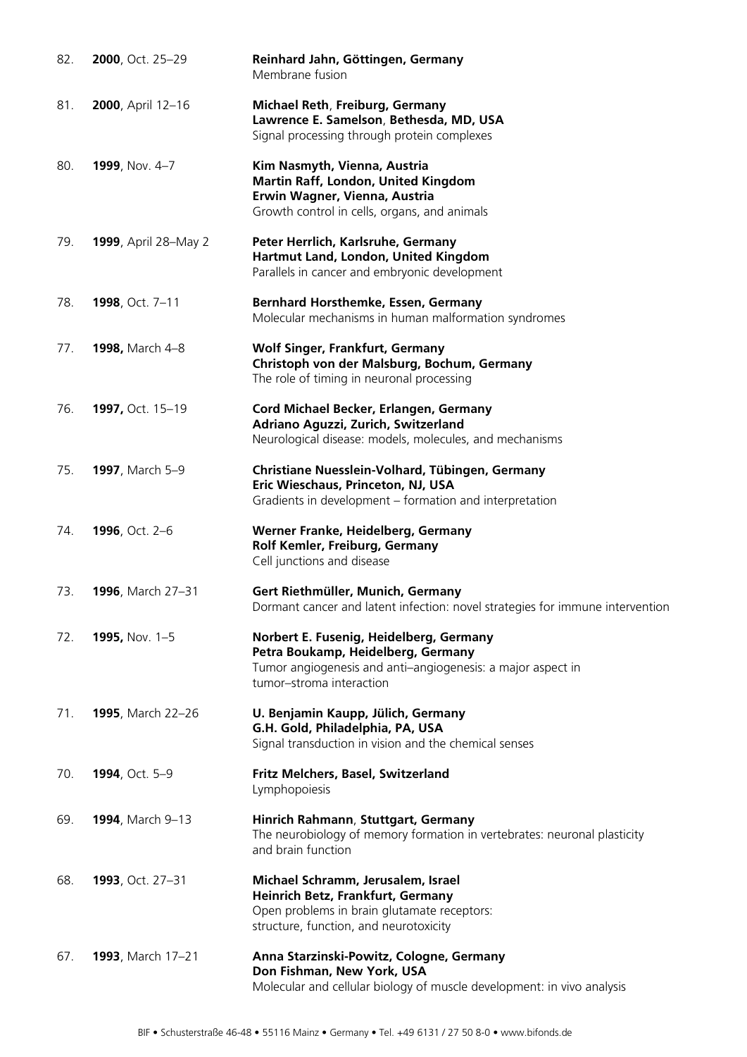82. **2000**, Oct. 25–29 — **Reinhard Jahn, Göttingen, Germany**
Membrane fusion

81. **2000**, April 12–16 — **Michael Reth, Freiburg, Germany**
**Lawrence E. Samelson, Bethesda, MD, USA**
Signal processing through protein complexes

80. **1999**, Nov. 4–7 — **Kim Nasmyth, Vienna, Austria**
**Martin Raff, London, United Kingdom**
**Erwin Wagner, Vienna, Austria**
Growth control in cells, organs, and animals

79. **1999**, April 28–May 2 — **Peter Herrlich, Karlsruhe, Germany**
**Hartmut Land, London, United Kingdom**
Parallels in cancer and embryonic development

78. **1998**, Oct. 7–11 — **Bernhard Horsthemke, Essen, Germany**
Molecular mechanisms in human malformation syndromes

77. **1998,** March 4–8 — **Wolf Singer, Frankfurt, Germany**
**Christoph von der Malsburg, Bochum, Germany**
The role of timing in neuronal processing

76. **1997,** Oct. 15–19 — **Cord Michael Becker, Erlangen, Germany**
**Adriano Aguzzi, Zurich, Switzerland**
Neurological disease: models, molecules, and mechanisms

75. **1997**, March 5–9 — **Christiane Nuesslein-Volhard, Tübingen, Germany**
**Eric Wieschaus, Princeton, NJ, USA**
Gradients in development – formation and interpretation

74. **1996**, Oct. 2–6 — **Werner Franke, Heidelberg, Germany**
**Rolf Kemler, Freiburg, Germany**
Cell junctions and disease

73. **1996**, March 27–31 — **Gert Riethmüller, Munich, Germany**
Dormant cancer and latent infection: novel strategies for immune intervention

72. **1995,** Nov. 1–5 — **Norbert E. Fusenig, Heidelberg, Germany**
**Petra Boukamp, Heidelberg, Germany**
Tumor angiogenesis and anti–angiogenesis: a major aspect in tumor–stroma interaction

71. **1995**, March 22–26 — **U. Benjamin Kaupp, Jülich, Germany**
**G.H. Gold, Philadelphia, PA, USA**
Signal transduction in vision and the chemical senses

70. **1994**, Oct. 5–9 — **Fritz Melchers, Basel, Switzerland**
Lymphopoiesis

69. **1994**, March 9–13 — **Hinrich Rahmann**, **Stuttgart, Germany**
The neurobiology of memory formation in vertebrates: neuronal plasticity and brain function

68. **1993**, Oct. 27–31 — **Michael Schramm, Jerusalem, Israel**
**Heinrich Betz, Frankfurt, Germany**
Open problems in brain glutamate receptors: structure, function, and neurotoxicity

67. **1993**, March 17–21 — **Anna Starzinski-Powitz, Cologne, Germany**
**Don Fishman, New York, USA**
Molecular and cellular biology of muscle development: in vivo analysis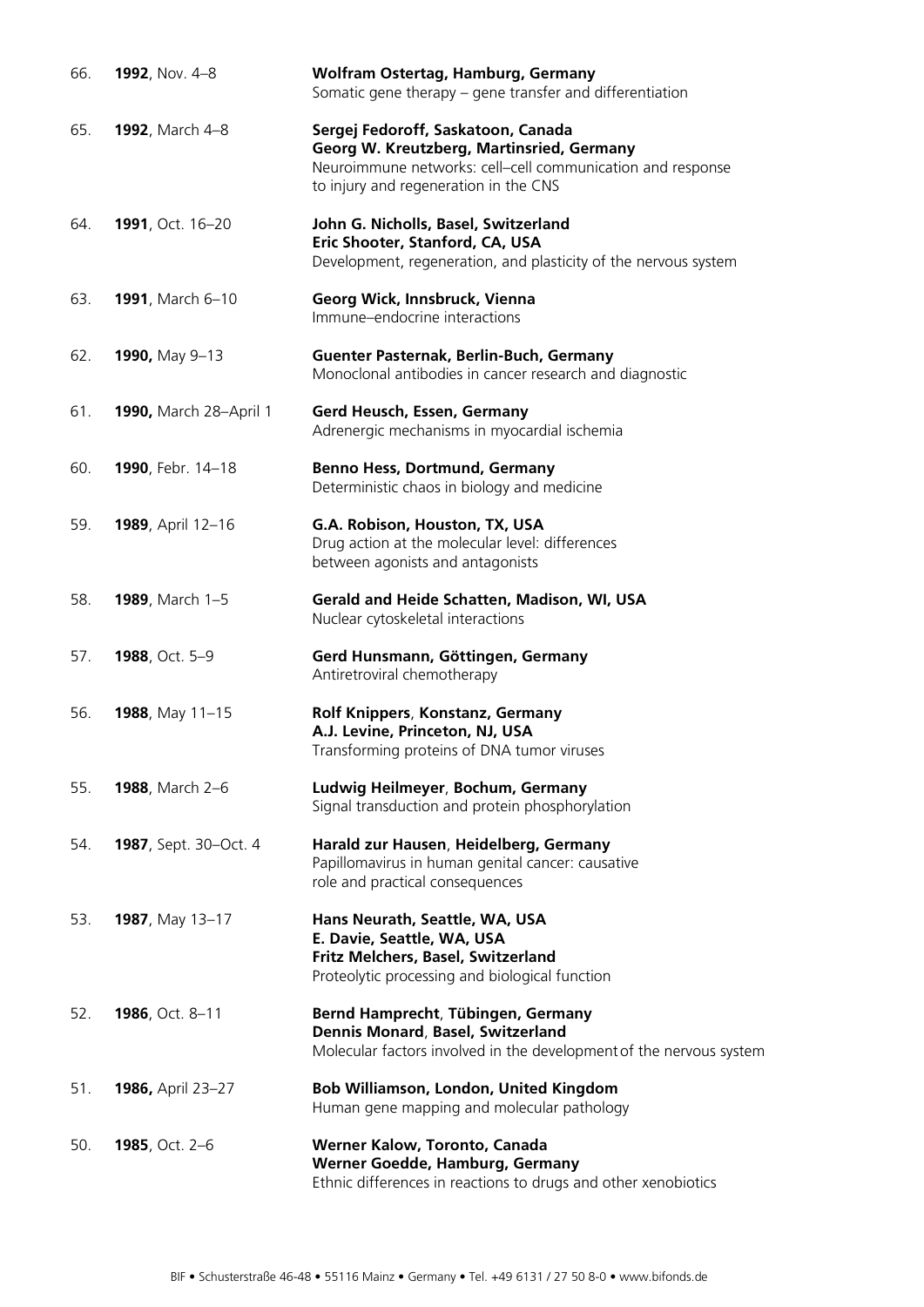66. **1992**, Nov. 4–8
**Wolfram Ostertag, Hamburg, Germany**
Somatic gene therapy – gene transfer and differentiation

65. **1992**, March 4–8
**Sergej Fedoroff, Saskatoon, Canada**
**Georg W. Kreutzberg, Martinsried, Germany**
Neuroimmune networks: cell–cell communication and response to injury and regeneration in the CNS

64. **1991**, Oct. 16–20
**John G. Nicholls, Basel, Switzerland**
**Eric Shooter, Stanford, CA, USA**
Development, regeneration, and plasticity of the nervous system

63. **1991**, March 6–10
**Georg Wick, Innsbruck, Vienna**
Immune–endocrine interactions

62. **1990,** May 9–13
**Guenter Pasternak, Berlin-Buch, Germany**
Monoclonal antibodies in cancer research and diagnostic

61. **1990,** March 28–April 1
**Gerd Heusch, Essen, Germany**
Adrenergic mechanisms in myocardial ischemia

60. **1990**, Febr. 14–18
**Benno Hess, Dortmund, Germany**
Deterministic chaos in biology and medicine

59. **1989**, April 12–16
**G.A. Robison, Houston, TX, USA**
Drug action at the molecular level: differences between agonists and antagonists

58. **1989**, March 1–5
**Gerald and Heide Schatten, Madison, WI, USA**
Nuclear cytoskeletal interactions

57. **1988**, Oct. 5–9
**Gerd Hunsmann, Göttingen, Germany**
Antiretroviral chemotherapy

56. **1988**, May 11–15
**Rolf Knippers**, **Konstanz, Germany**
**A.J. Levine, Princeton, NJ, USA**
Transforming proteins of DNA tumor viruses

55. **1988**, March 2–6
**Ludwig Heilmeyer**, **Bochum, Germany**
Signal transduction and protein phosphorylation

54. **1987**, Sept. 30–Oct. 4
**Harald zur Hausen**, **Heidelberg, Germany**
Papillomavirus in human genital cancer: causative role and practical consequences

53. **1987**, May 13–17
**Hans Neurath, Seattle, WA, USA**
**E. Davie, Seattle, WA, USA**
**Fritz Melchers, Basel, Switzerland**
Proteolytic processing and biological function

52. **1986**, Oct. 8–11
**Bernd Hamprecht**, **Tübingen, Germany**
**Dennis Monard**, **Basel, Switzerland**
Molecular factors involved in the development of the nervous system

51. **1986,** April 23–27
**Bob Williamson, London, United Kingdom**
Human gene mapping and molecular pathology

50. **1985**, Oct. 2–6
**Werner Kalow, Toronto, Canada**
**Werner Goedde, Hamburg, Germany**
Ethnic differences in reactions to drugs and other xenobiotics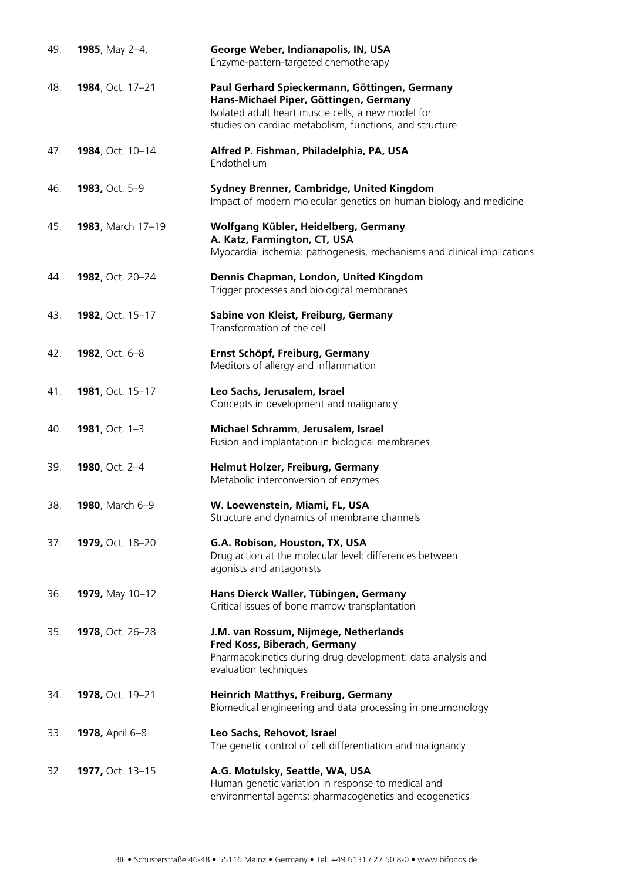| | | |
|---|---|---|
| 49. | **1985**, May 2–4, | **George Weber, Indianapolis, IN, USA**<br>Enzyme-pattern-targeted chemotherapy |
| 48. | **1984**, Oct. 17–21 | **Paul Gerhard Spieckermann, Göttingen, Germany**<br>**Hans-Michael Piper, Göttingen, Germany**<br>Isolated adult heart muscle cells, a new model for studies on cardiac metabolism, functions, and structure |
| 47. | **1984**, Oct. 10–14 | **Alfred P. Fishman, Philadelphia, PA, USA**<br>Endothelium |
| 46. | **1983,** Oct. 5–9 | **Sydney Brenner, Cambridge, United Kingdom**<br>Impact of modern molecular genetics on human biology and medicine |
| 45. | **1983**, March 17–19 | **Wolfgang Kübler, Heidelberg, Germany**<br>**A. Katz, Farmington, CT, USA**<br>Myocardial ischemia: pathogenesis, mechanisms and clinical implications |
| 44. | **1982**, Oct. 20–24 | **Dennis Chapman, London, United Kingdom**<br>Trigger processes and biological membranes |
| 43. | **1982**, Oct. 15–17 | **Sabine von Kleist, Freiburg, Germany**<br>Transformation of the cell |
| 42. | **1982**, Oct. 6–8 | **Ernst Schöpf, Freiburg, Germany**<br>Meditors of allergy and inflammation |
| 41. | **1981**, Oct. 15–17 | **Leo Sachs, Jerusalem, Israel**<br>Concepts in development and malignancy |
| 40. | **1981**, Oct. 1–3 | **Michael Schramm**, **Jerusalem, Israel**<br>Fusion and implantation in biological membranes |
| 39. | **1980**, Oct. 2–4 | **Helmut Holzer, Freiburg, Germany**<br>Metabolic interconversion of enzymes |
| 38. | **1980**, March 6–9 | **W. Loewenstein, Miami, FL, USA**<br>Structure and dynamics of membrane channels |
| 37. | **1979,** Oct. 18–20 | **G.A. Robison, Houston, TX, USA**<br>Drug action at the molecular level: differences between agonists and antagonists |
| 36. | **1979,** May 10–12 | **Hans Dierck Waller, Tübingen, Germany**<br>Critical issues of bone marrow transplantation |
| 35. | **1978**, Oct. 26–28 | **J.M. van Rossum, Nijmege, Netherlands**<br>**Fred Koss, Biberach, Germany**<br>Pharmacokinetics during drug development: data analysis and evaluation techniques |
| 34. | **1978,** Oct. 19–21 | **Heinrich Matthys, Freiburg, Germany**<br>Biomedical engineering and data processing in pneumonology |
| 33. | **1978,** April 6–8 | **Leo Sachs, Rehovot, Israel**<br>The genetic control of cell differentiation and malignancy |
| 32. | **1977,** Oct. 13–15 | **A.G. Motulsky, Seattle, WA, USA**<br>Human genetic variation in response to medical and environmental agents: pharmacogenetics and ecogenetics |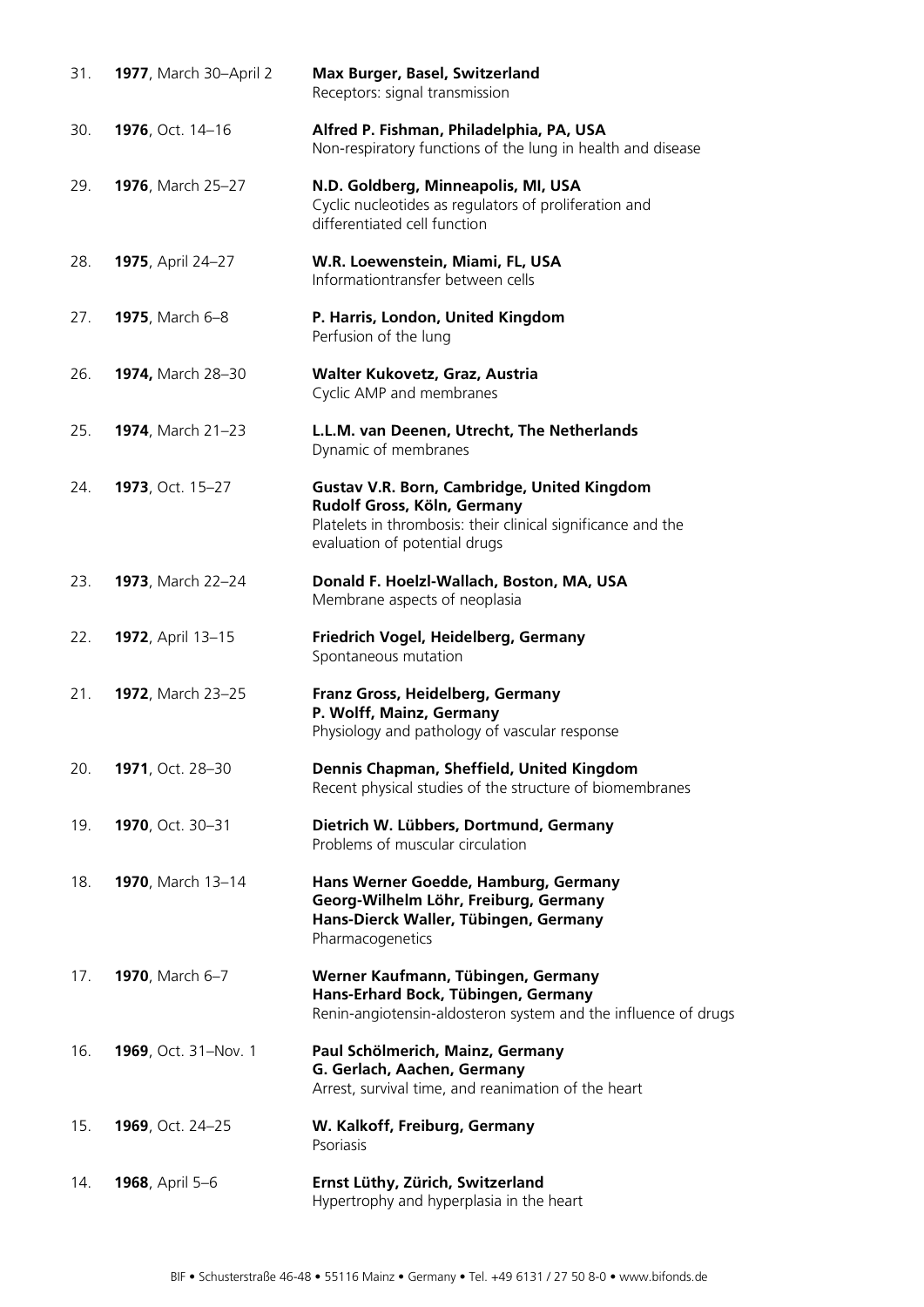| | | |
|---|---|---|
| 31. | **1977**, March 30–April 2 | **Max Burger, Basel, Switzerland**<br>Receptors: signal transmission |
| 30. | **1976**, Oct. 14–16 | **Alfred P. Fishman, Philadelphia, PA, USA**<br>Non-respiratory functions of the lung in health and disease |
| 29. | **1976**, March 25–27 | **N.D. Goldberg, Minneapolis, MI, USA**<br>Cyclic nucleotides as regulators of proliferation and differentiated cell function |
| 28. | **1975**, April 24–27 | **W.R. Loewenstein, Miami, FL, USA**<br>Informationtransfer between cells |
| 27. | **1975**, March 6–8 | **P. Harris, London, United Kingdom**<br>Perfusion of the lung |
| 26. | **1974,** March 28–30 | **Walter Kukovetz, Graz, Austria**<br>Cyclic AMP and membranes |
| 25. | **1974**, March 21–23 | **L.L.M. van Deenen, Utrecht, The Netherlands**<br>Dynamic of membranes |
| 24. | **1973**, Oct. 15–27 | **Gustav V.R. Born, Cambridge, United Kingdom**<br>**Rudolf Gross, Köln, Germany**<br>Platelets in thrombosis: their clinical significance and the evaluation of potential drugs |
| 23. | **1973**, March 22–24 | **Donald F. Hoelzl-Wallach, Boston, MA, USA**<br>Membrane aspects of neoplasia |
| 22. | **1972**, April 13–15 | **Friedrich Vogel, Heidelberg, Germany**<br>Spontaneous mutation |
| 21. | **1972**, March 23–25 | **Franz Gross, Heidelberg, Germany**<br>**P. Wolff, Mainz, Germany**<br>Physiology and pathology of vascular response |
| 20. | **1971**, Oct. 28–30 | **Dennis Chapman, Sheffield, United Kingdom**<br>Recent physical studies of the structure of biomembranes |
| 19. | **1970**, Oct. 30–31 | **Dietrich W. Lübbers, Dortmund, Germany**<br>Problems of muscular circulation |
| 18. | **1970**, March 13–14 | **Hans Werner Goedde, Hamburg, Germany**<br>**Georg-Wilhelm Löhr, Freiburg, Germany**<br>**Hans-Dierck Waller, Tübingen, Germany**<br>Pharmacogenetics |
| 17. | **1970**, March 6–7 | **Werner Kaufmann, Tübingen, Germany**<br>**Hans-Erhard Bock, Tübingen, Germany**<br>Renin-angiotensin-aldosteron system and the influence of drugs |
| 16. | **1969**, Oct. 31–Nov. 1 | **Paul Schölmerich, Mainz, Germany**<br>**G. Gerlach, Aachen, Germany**<br>Arrest, survival time, and reanimation of the heart |
| 15. | **1969**, Oct. 24–25 | **W. Kalkoff, Freiburg, Germany**<br>Psoriasis |
| 14. | **1968**, April 5–6 | **Ernst Lüthy, Zürich, Switzerland**<br>Hypertrophy and hyperplasia in the heart |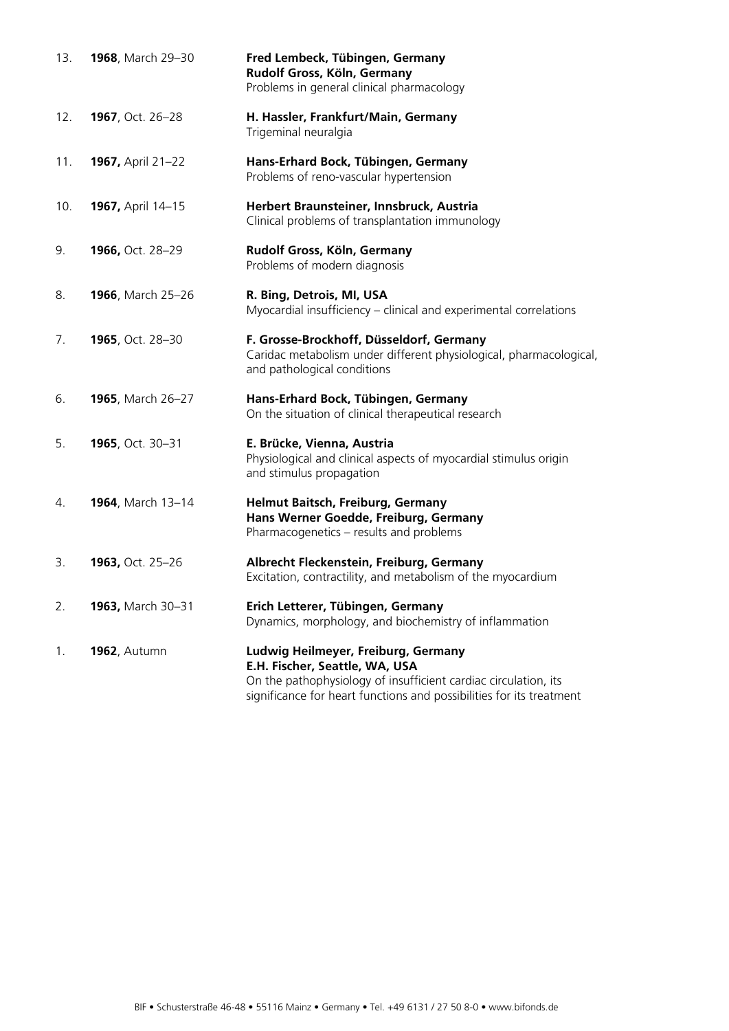13. **1968**, March 29–30 — **Fred Lembeck, Tübingen, Germany**
    **Rudolf Gross, Köln, Germany**
    Problems in general clinical pharmacology

12. **1967**, Oct. 26–28 — **H. Hassler, Frankfurt/Main, Germany**
    Trigeminal neuralgia

11. **1967,** April 21–22 — **Hans-Erhard Bock, Tübingen, Germany**
    Problems of reno-vascular hypertension

10. **1967,** April 14–15 — **Herbert Braunsteiner, Innsbruck, Austria**
    Clinical problems of transplantation immunology

9. **1966,** Oct. 28–29 — **Rudolf Gross, Köln, Germany**
    Problems of modern diagnosis

8. **1966**, March 25–26 — **R. Bing, Detrois, MI, USA**
    Myocardial insufficiency – clinical and experimental correlations

7. **1965**, Oct. 28–30 — **F. Grosse-Brockhoff, Düsseldorf, Germany**
    Caridac metabolism under different physiological, pharmacological, and pathological conditions

6. **1965**, March 26–27 — **Hans-Erhard Bock, Tübingen, Germany**
    On the situation of clinical therapeutical research

5. **1965**, Oct. 30–31 — **E. Brücke, Vienna, Austria**
    Physiological and clinical aspects of myocardial stimulus origin and stimulus propagation

4. **1964**, March 13–14 — **Helmut Baitsch, Freiburg, Germany**
    **Hans Werner Goedde, Freiburg, Germany**
    Pharmacogenetics – results and problems

3. **1963,** Oct. 25–26 — **Albrecht Fleckenstein, Freiburg, Germany**
    Excitation, contractility, and metabolism of the myocardium

2. **1963,** March 30–31 — **Erich Letterer, Tübingen, Germany**
    Dynamics, morphology, and biochemistry of inflammation

1. **1962**, Autumn — **Ludwig Heilmeyer, Freiburg, Germany**
    **E.H. Fischer, Seattle, WA, USA**
    On the pathophysiology of insufficient cardiac circulation, its significance for heart functions and possibilities for its treatment